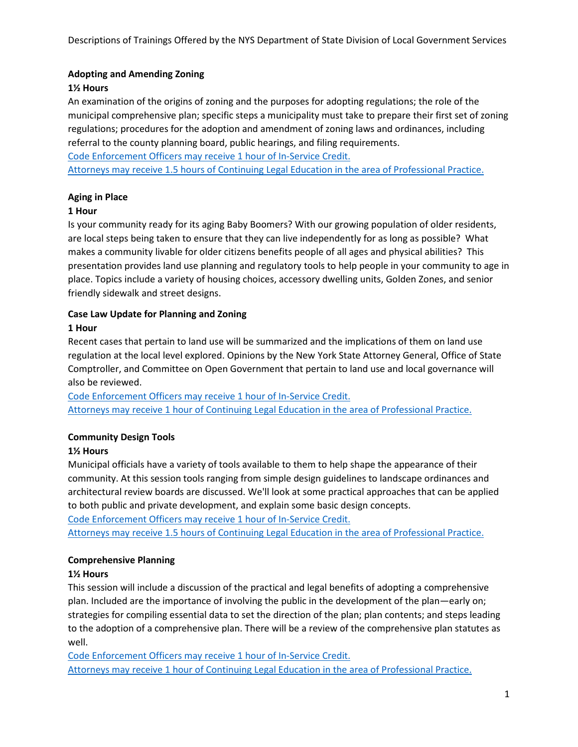Descriptions of Trainings Offered by the NYS Department of State Division of Local Government Services

**Adopting and Amending Zoning**

**1½ Hours**

An examination of the origins of zoning and the purposes for adopting regulations; the role of the municipal comprehensive plan; specific steps a municipality must take to prepare their first set of zoning regulations; procedures for the adoption and amendment of zoning laws and ordinances, including referral to the county planning board, public hearings, and filing requirements.

Code Enforcement Officers may receive 1 hour of In-Service Credit.

Attorneys may receive 1.5 hours of Continuing Legal Education in the area of Professional Practice.

**Aging in Place**

**1 Hour**

Is your community ready for its aging Baby Boomers? With our growing population of older residents, are local steps being taken to ensure that they can live independently for as long as possible? What makes a community livable for older citizens benefits people of all ages and physical abilities? This presentation provides land use planning and regulatory tools to help people in your community to age in place. Topics include a variety of housing choices, accessory dwelling units, Golden Zones, and senior friendly sidewalk and street designs.

**Case Law Update for Planning and Zoning**

**1 Hour**

Recent cases that pertain to land use will be summarized and the implications of them on land use regulation at the local level explored. Opinions by the New York State Attorney General, Office of State Comptroller, and Committee on Open Government that pertain to land use and local governance will also be reviewed.

Code Enforcement Officers may receive 1 hour of In-Service Credit.

Attorneys may receive 1 hour of Continuing Legal Education in the area of Professional Practice.

**Community Design Tools**

**1½ Hours**

Municipal officials have a variety of tools available to them to help shape the appearance of their community. At this session tools ranging from simple design guidelines to landscape ordinances and architectural review boards are discussed. We'll look at some practical approaches that can be applied to both public and private development, and explain some basic design concepts.

Code Enforcement Officers may receive 1 hour of In-Service Credit.

Attorneys may receive 1.5 hours of Continuing Legal Education in the area of Professional Practice.

**Comprehensive Planning**

**1½ Hours**

This session will include a discussion of the practical and legal benefits of adopting a comprehensive plan. Included are the importance of involving the public in the development of the plan—early on; strategies for compiling essential data to set the direction of the plan; plan contents; and steps leading to the adoption of a comprehensive plan. There will be a review of the comprehensive plan statutes as well.

Code Enforcement Officers may receive 1 hour of In-Service Credit.

Attorneys may receive 1 hour of Continuing Legal Education in the area of Professional Practice.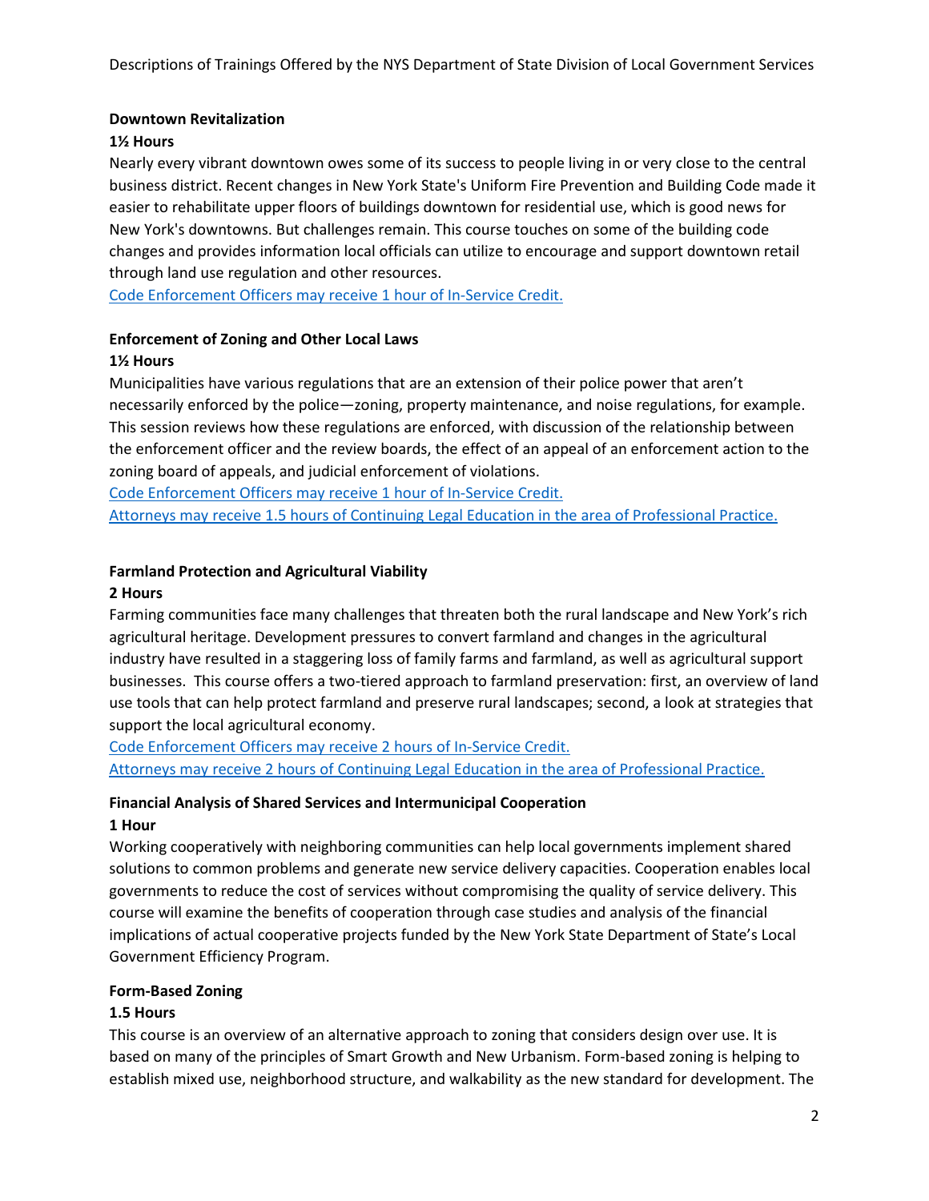### Downtown Revitalization

**1½ Hours**

Nearly every vibrant downtown owes some of its success to people living in or very close to the central business district. Recent changes in New York State's Uniform Fire Prevention and Building Code made it easier to rehabilitate upper floors of buildings downtown for residential use, which is good news for New York's downtowns. But challenges remain. This course touches on some of the building code changes and provides information local officials can utilize to encourage and support downtown retail through land use regulation and other resources.

Code Enforcement Officers may receive 1 hour of In-Service Credit.

### Enforcement of Zoning and Other Local Laws

**1½ Hours**

Municipalities have various regulations that are an extension of their police power that aren't necessarily enforced by the police—zoning, property maintenance, and noise regulations, for example. This session reviews how these regulations are enforced, with discussion of the relationship between the enforcement officer and the review boards, the effect of an appeal of an enforcement action to the zoning board of appeals, and judicial enforcement of violations.

Code Enforcement Officers may receive 1 hour of In-Service Credit.

Attorneys may receive 1.5 hours of Continuing Legal Education in the area of Professional Practice.

### Farmland Protection and Agricultural Viability

**2 Hours**

Farming communities face many challenges that threaten both the rural landscape and New York's rich agricultural heritage. Development pressures to convert farmland and changes in the agricultural industry have resulted in a staggering loss of family farms and farmland, as well as agricultural support businesses. This course offers a two-tiered approach to farmland preservation: first, an overview of land use tools that can help protect farmland and preserve rural landscapes; second, a look at strategies that support the local agricultural economy.

Code Enforcement Officers may receive 2 hours of In-Service Credit.

Attorneys may receive 2 hours of Continuing Legal Education in the area of Professional Practice.

### Financial Analysis of Shared Services and Intermunicipal Cooperation

**1 Hour**

Working cooperatively with neighboring communities can help local governments implement shared solutions to common problems and generate new service delivery capacities. Cooperation enables local governments to reduce the cost of services without compromising the quality of service delivery. This course will examine the benefits of cooperation through case studies and analysis of the financial implications of actual cooperative projects funded by the New York State Department of State's Local Government Efficiency Program.

### Form-Based Zoning

**1.5 Hours**

This course is an overview of an alternative approach to zoning that considers design over use. It is based on many of the principles of Smart Growth and New Urbanism. Form-based zoning is helping to establish mixed use, neighborhood structure, and walkability as the new standard for development. The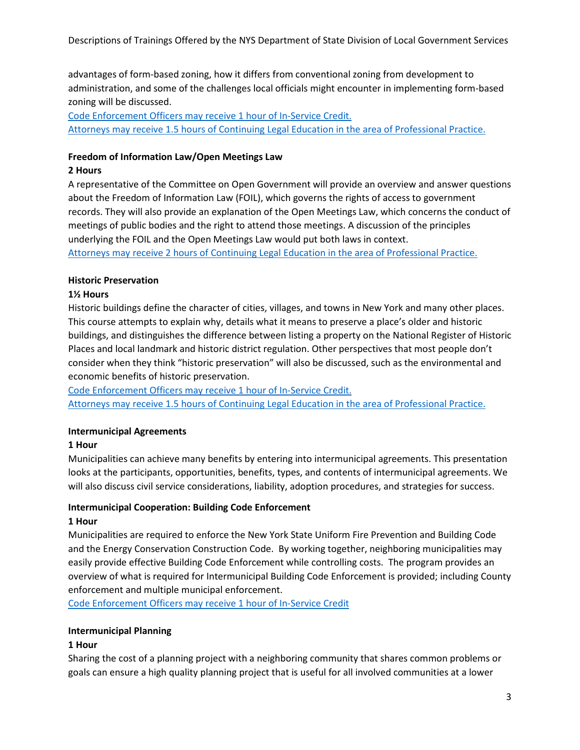advantages of form-based zoning, how it differs from conventional zoning from development to administration, and some of the challenges local officials might encounter in implementing form-based zoning will be discussed.

Code Enforcement Officers may receive 1 hour of In-Service Credit.

Attorneys may receive 1.5 hours of Continuing Legal Education in the area of Professional Practice.

**Freedom of Information Law/Open Meetings Law**

**2 Hours**

A representative of the Committee on Open Government will provide an overview and answer questions about the Freedom of Information Law (FOIL), which governs the rights of access to government records. They will also provide an explanation of the Open Meetings Law, which concerns the conduct of meetings of public bodies and the right to attend those meetings. A discussion of the principles underlying the FOIL and the Open Meetings Law would put both laws in context.

Attorneys may receive 2 hours of Continuing Legal Education in the area of Professional Practice.

**Historic Preservation**

**1½ Hours**

Historic buildings define the character of cities, villages, and towns in New York and many other places. This course attempts to explain why, details what it means to preserve a place's older and historic buildings, and distinguishes the difference between listing a property on the National Register of Historic Places and local landmark and historic district regulation. Other perspectives that most people don't consider when they think "historic preservation" will also be discussed, such as the environmental and economic benefits of historic preservation.

Code Enforcement Officers may receive 1 hour of In-Service Credit.

Attorneys may receive 1.5 hours of Continuing Legal Education in the area of Professional Practice.

**Intermunicipal Agreements**

**1 Hour**

Municipalities can achieve many benefits by entering into intermunicipal agreements. This presentation looks at the participants, opportunities, benefits, types, and contents of intermunicipal agreements. We will also discuss civil service considerations, liability, adoption procedures, and strategies for success.

**Intermunicipal Cooperation: Building Code Enforcement**

**1 Hour**

Municipalities are required to enforce the New York State Uniform Fire Prevention and Building Code and the Energy Conservation Construction Code. By working together, neighboring municipalities may easily provide effective Building Code Enforcement while controlling costs. The program provides an overview of what is required for Intermunicipal Building Code Enforcement is provided; including County enforcement and multiple municipal enforcement.

Code Enforcement Officers may receive 1 hour of In-Service Credit

**Intermunicipal Planning**

**1 Hour**

Sharing the cost of a planning project with a neighboring community that shares common problems or goals can ensure a high quality planning project that is useful for all involved communities at a lower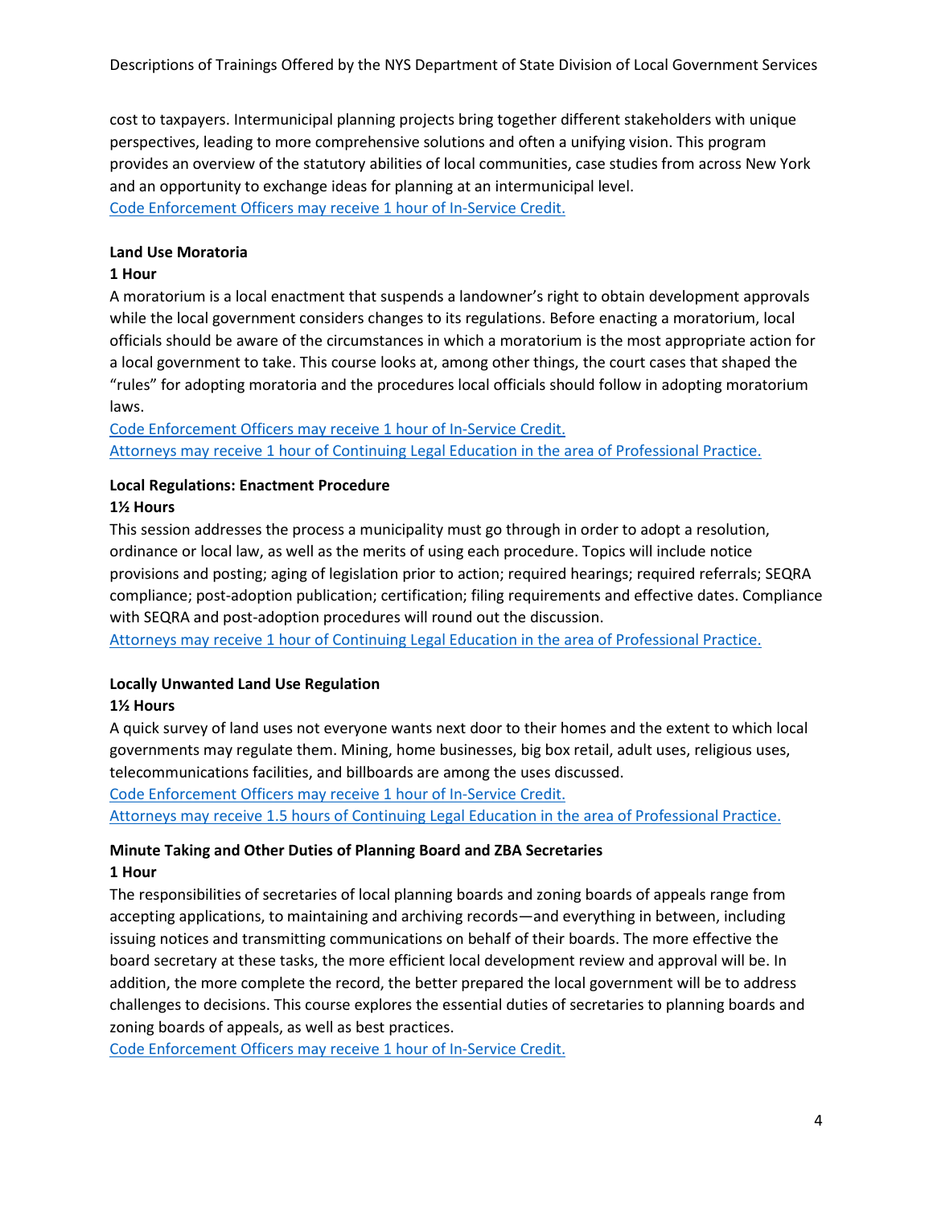cost to taxpayers. Intermunicipal planning projects bring together different stakeholders with unique perspectives, leading to more comprehensive solutions and often a unifying vision. This program provides an overview of the statutory abilities of local communities, case studies from across New York and an opportunity to exchange ideas for planning at an intermunicipal level.
Code Enforcement Officers may receive 1 hour of In-Service Credit.

**Land Use Moratoria**
**1 Hour**
A moratorium is a local enactment that suspends a landowner's right to obtain development approvals while the local government considers changes to its regulations. Before enacting a moratorium, local officials should be aware of the circumstances in which a moratorium is the most appropriate action for a local government to take. This course looks at, among other things, the court cases that shaped the "rules" for adopting moratoria and the procedures local officials should follow in adopting moratorium laws.
Code Enforcement Officers may receive 1 hour of In-Service Credit.
Attorneys may receive 1 hour of Continuing Legal Education in the area of Professional Practice.

**Local Regulations: Enactment Procedure**
**1½ Hours**
This session addresses the process a municipality must go through in order to adopt a resolution, ordinance or local law, as well as the merits of using each procedure. Topics will include notice provisions and posting; aging of legislation prior to action; required hearings; required referrals; SEQRA compliance; post-adoption publication; certification; filing requirements and effective dates. Compliance with SEQRA and post-adoption procedures will round out the discussion.
Attorneys may receive 1 hour of Continuing Legal Education in the area of Professional Practice.

**Locally Unwanted Land Use Regulation**
**1½ Hours**
A quick survey of land uses not everyone wants next door to their homes and the extent to which local governments may regulate them. Mining, home businesses, big box retail, adult uses, religious uses, telecommunications facilities, and billboards are among the uses discussed.
Code Enforcement Officers may receive 1 hour of In-Service Credit.
Attorneys may receive 1.5 hours of Continuing Legal Education in the area of Professional Practice.

**Minute Taking and Other Duties of Planning Board and ZBA Secretaries**
**1 Hour**
The responsibilities of secretaries of local planning boards and zoning boards of appeals range from accepting applications, to maintaining and archiving records—and everything in between, including issuing notices and transmitting communications on behalf of their boards. The more effective the board secretary at these tasks, the more efficient local development review and approval will be. In addition, the more complete the record, the better prepared the local government will be to address challenges to decisions. This course explores the essential duties of secretaries to planning boards and zoning boards of appeals, as well as best practices.
Code Enforcement Officers may receive 1 hour of In-Service Credit.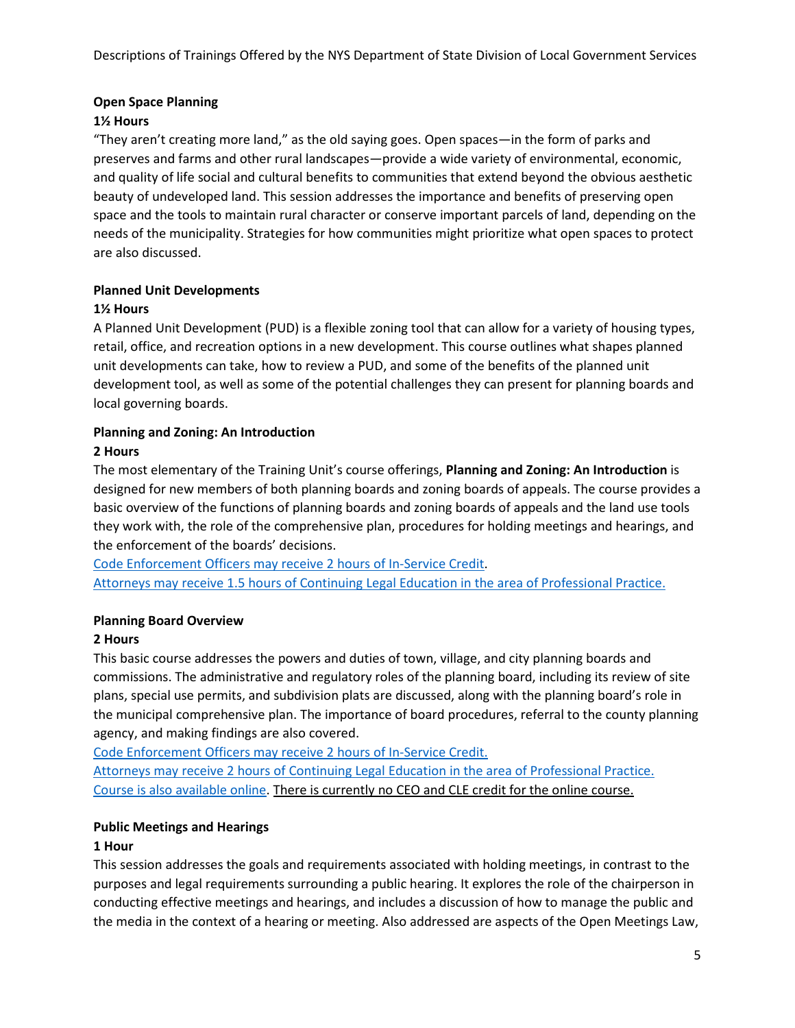**Open Space Planning**

**1½ Hours**

"They aren't creating more land," as the old saying goes. Open spaces—in the form of parks and preserves and farms and other rural landscapes—provide a wide variety of environmental, economic, and quality of life social and cultural benefits to communities that extend beyond the obvious aesthetic beauty of undeveloped land. This session addresses the importance and benefits of preserving open space and the tools to maintain rural character or conserve important parcels of land, depending on the needs of the municipality. Strategies for how communities might prioritize what open spaces to protect are also discussed.

**Planned Unit Developments**

**1½ Hours**

A Planned Unit Development (PUD) is a flexible zoning tool that can allow for a variety of housing types, retail, office, and recreation options in a new development. This course outlines what shapes planned unit developments can take, how to review a PUD, and some of the benefits of the planned unit development tool, as well as some of the potential challenges they can present for planning boards and local governing boards.

**Planning and Zoning: An Introduction**

**2 Hours**

The most elementary of the Training Unit's course offerings, **Planning and Zoning: An Introduction** is designed for new members of both planning boards and zoning boards of appeals. The course provides a basic overview of the functions of planning boards and zoning boards of appeals and the land use tools they work with, the role of the comprehensive plan, procedures for holding meetings and hearings, and the enforcement of the boards' decisions.

Code Enforcement Officers may receive 2 hours of In-Service Credit.

Attorneys may receive 1.5 hours of Continuing Legal Education in the area of Professional Practice.

**Planning Board Overview**

**2 Hours**

This basic course addresses the powers and duties of town, village, and city planning boards and commissions. The administrative and regulatory roles of the planning board, including its review of site plans, special use permits, and subdivision plats are discussed, along with the planning board's role in the municipal comprehensive plan. The importance of board procedures, referral to the county planning agency, and making findings are also covered.

Code Enforcement Officers may receive 2 hours of In-Service Credit.

Attorneys may receive 2 hours of Continuing Legal Education in the area of Professional Practice.

Course is also available online. There is currently no CEO and CLE credit for the online course.

**Public Meetings and Hearings**

**1 Hour**

This session addresses the goals and requirements associated with holding meetings, in contrast to the purposes and legal requirements surrounding a public hearing. It explores the role of the chairperson in conducting effective meetings and hearings, and includes a discussion of how to manage the public and the media in the context of a hearing or meeting. Also addressed are aspects of the Open Meetings Law,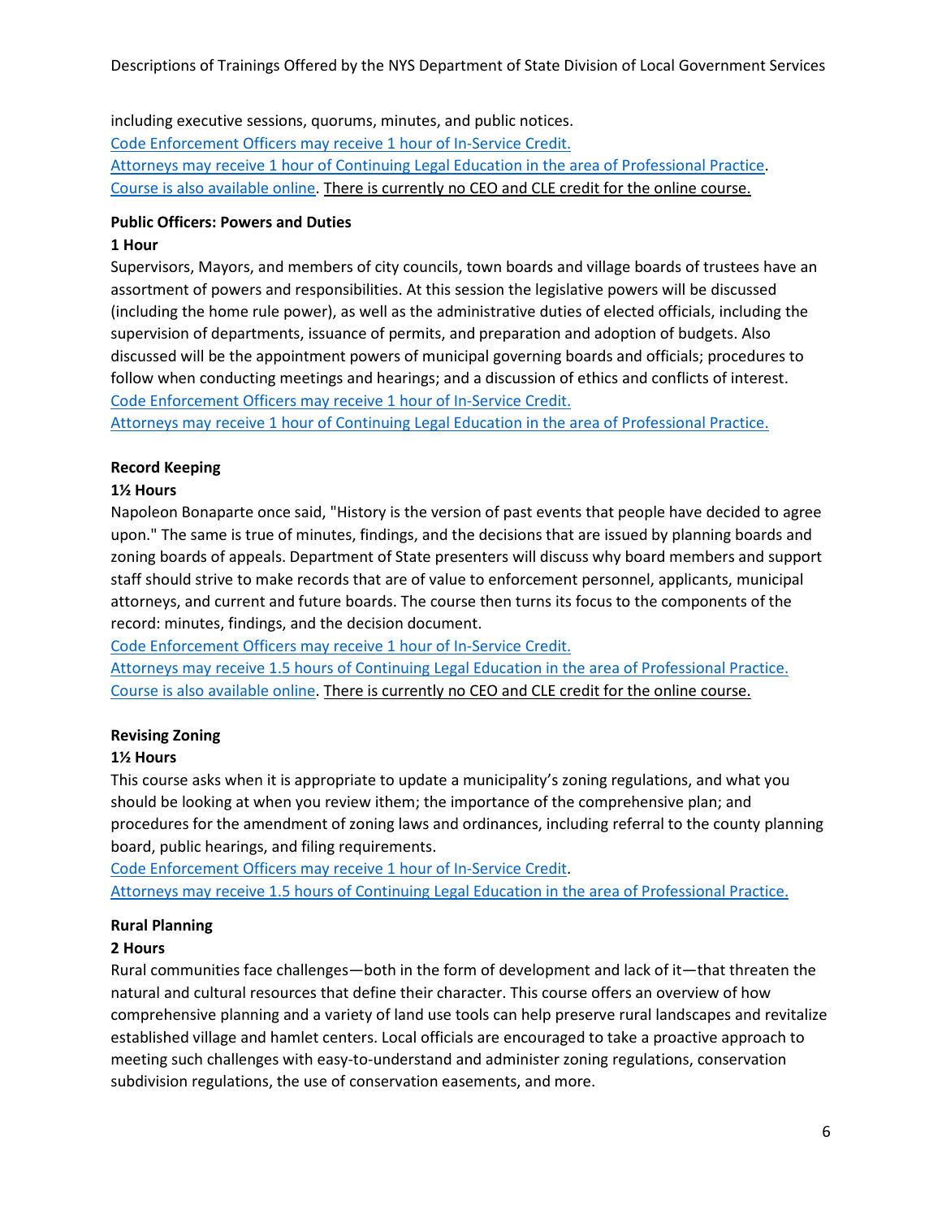including executive sessions, quorums, minutes, and public notices.

Code Enforcement Officers may receive 1 hour of In-Service Credit.

Attorneys may receive 1 hour of Continuing Legal Education in the area of Professional Practice.

Course is also available online. There is currently no CEO and CLE credit for the online course.

**Public Officers: Powers and Duties**

**1 Hour**

Supervisors, Mayors, and members of city councils, town boards and village boards of trustees have an assortment of powers and responsibilities. At this session the legislative powers will be discussed (including the home rule power), as well as the administrative duties of elected officials, including the supervision of departments, issuance of permits, and preparation and adoption of budgets. Also discussed will be the appointment powers of municipal governing boards and officials; procedures to follow when conducting meetings and hearings; and a discussion of ethics and conflicts of interest.

Code Enforcement Officers may receive 1 hour of In-Service Credit.

Attorneys may receive 1 hour of Continuing Legal Education in the area of Professional Practice.

**Record Keeping**

**1½ Hours**

Napoleon Bonaparte once said, "History is the version of past events that people have decided to agree upon." The same is true of minutes, findings, and the decisions that are issued by planning boards and zoning boards of appeals. Department of State presenters will discuss why board members and support staff should strive to make records that are of value to enforcement personnel, applicants, municipal attorneys, and current and future boards. The course then turns its focus to the components of the record: minutes, findings, and the decision document.

Code Enforcement Officers may receive 1 hour of In-Service Credit.

Attorneys may receive 1.5 hours of Continuing Legal Education in the area of Professional Practice.

Course is also available online. There is currently no CEO and CLE credit for the online course.

**Revising Zoning**

**1½ Hours**

This course asks when it is appropriate to update a municipality's zoning regulations, and what you should be looking at when you review ithem; the importance of the comprehensive plan; and procedures for the amendment of zoning laws and ordinances, including referral to the county planning board, public hearings, and filing requirements.

Code Enforcement Officers may receive 1 hour of In-Service Credit.

Attorneys may receive 1.5 hours of Continuing Legal Education in the area of Professional Practice.

**Rural Planning**

**2 Hours**

Rural communities face challenges—both in the form of development and lack of it—that threaten the natural and cultural resources that define their character. This course offers an overview of how comprehensive planning and a variety of land use tools can help preserve rural landscapes and revitalize established village and hamlet centers. Local officials are encouraged to take a proactive approach to meeting such challenges with easy-to-understand and administer zoning regulations, conservation subdivision regulations, the use of conservation easements, and more.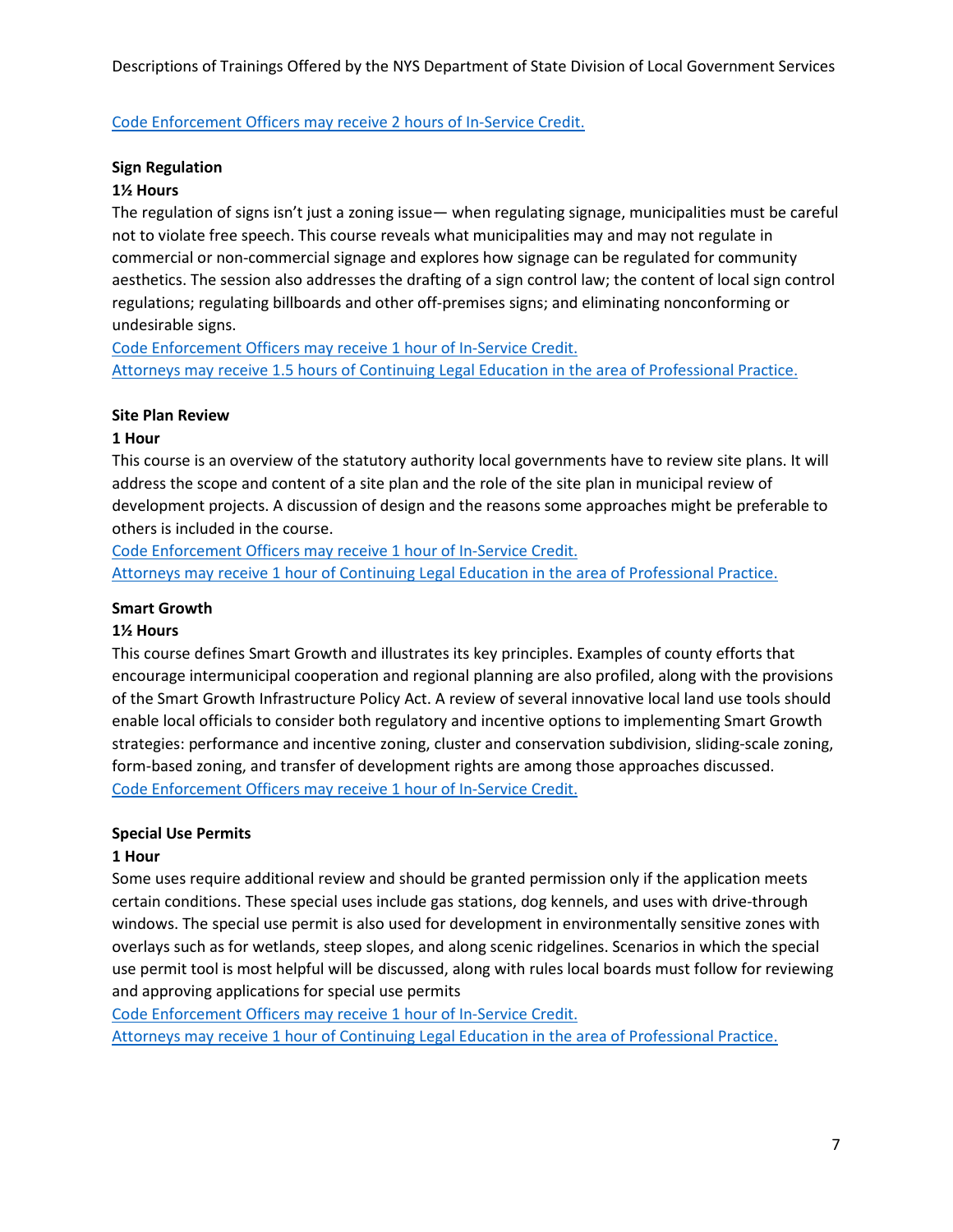Code Enforcement Officers may receive 2 hours of In-Service Credit.

**Sign Regulation**

**1½ Hours**

The regulation of signs isn't just a zoning issue— when regulating signage, municipalities must be careful not to violate free speech. This course reveals what municipalities may and may not regulate in commercial or non-commercial signage and explores how signage can be regulated for community aesthetics. The session also addresses the drafting of a sign control law; the content of local sign control regulations; regulating billboards and other off-premises signs; and eliminating nonconforming or undesirable signs.

Code Enforcement Officers may receive 1 hour of In-Service Credit.

Attorneys may receive 1.5 hours of Continuing Legal Education in the area of Professional Practice.

**Site Plan Review**

**1 Hour**

This course is an overview of the statutory authority local governments have to review site plans. It will address the scope and content of a site plan and the role of the site plan in municipal review of development projects. A discussion of design and the reasons some approaches might be preferable to others is included in the course.

Code Enforcement Officers may receive 1 hour of In-Service Credit.

Attorneys may receive 1 hour of Continuing Legal Education in the area of Professional Practice.

**Smart Growth**

**1½ Hours**

This course defines Smart Growth and illustrates its key principles. Examples of county efforts that encourage intermunicipal cooperation and regional planning are also profiled, along with the provisions of the Smart Growth Infrastructure Policy Act. A review of several innovative local land use tools should enable local officials to consider both regulatory and incentive options to implementing Smart Growth strategies: performance and incentive zoning, cluster and conservation subdivision, sliding-scale zoning, form-based zoning, and transfer of development rights are among those approaches discussed.

Code Enforcement Officers may receive 1 hour of In-Service Credit.

**Special Use Permits**

**1 Hour**

Some uses require additional review and should be granted permission only if the application meets certain conditions. These special uses include gas stations, dog kennels, and uses with drive-through windows. The special use permit is also used for development in environmentally sensitive zones with overlays such as for wetlands, steep slopes, and along scenic ridgelines. Scenarios in which the special use permit tool is most helpful will be discussed, along with rules local boards must follow for reviewing and approving applications for special use permits

Code Enforcement Officers may receive 1 hour of In-Service Credit.

Attorneys may receive 1 hour of Continuing Legal Education in the area of Professional Practice.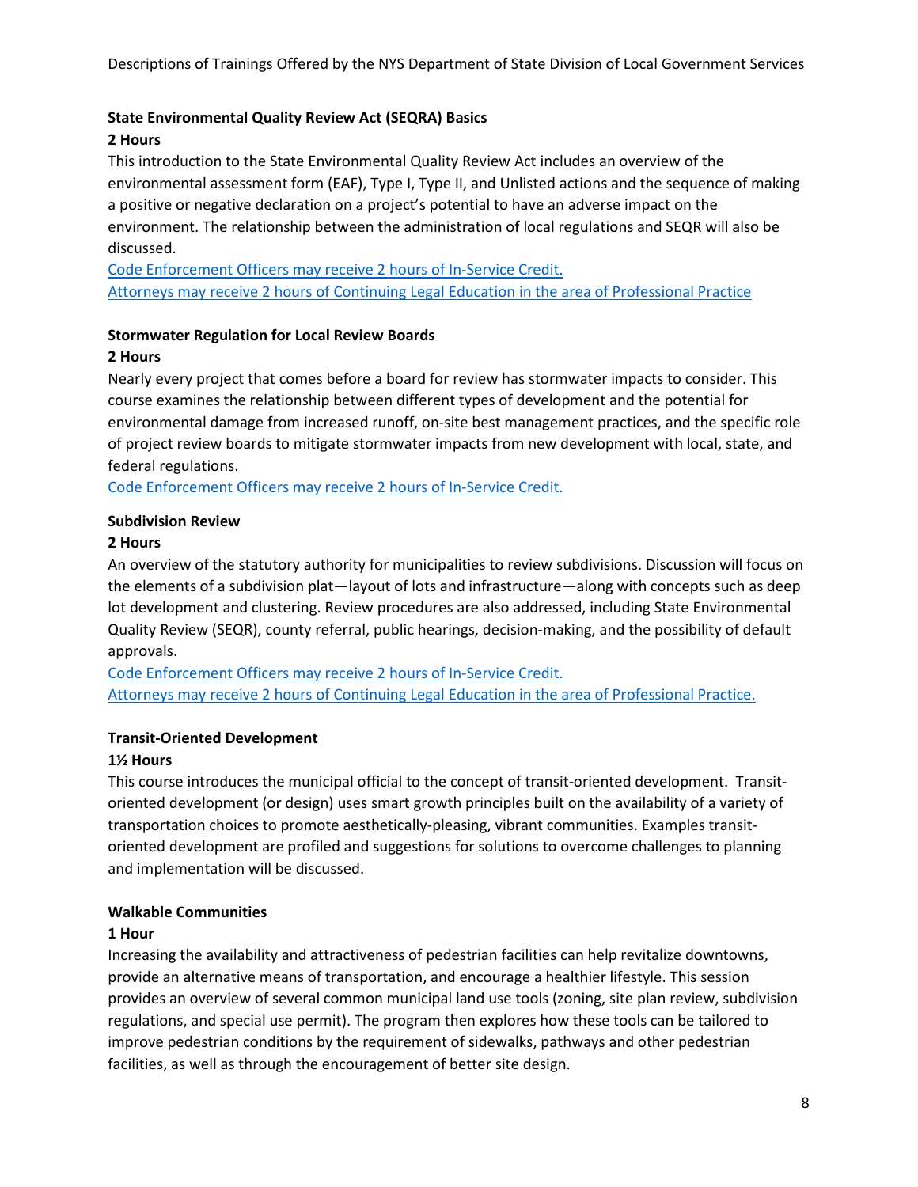### State Environmental Quality Review Act (SEQRA) Basics

**2 Hours**

This introduction to the State Environmental Quality Review Act includes an overview of the environmental assessment form (EAF), Type I, Type II, and Unlisted actions and the sequence of making a positive or negative declaration on a project's potential to have an adverse impact on the environment. The relationship between the administration of local regulations and SEQR will also be discussed.

Code Enforcement Officers may receive 2 hours of In-Service Credit.

Attorneys may receive 2 hours of Continuing Legal Education in the area of Professional Practice

### Stormwater Regulation for Local Review Boards

**2 Hours**

Nearly every project that comes before a board for review has stormwater impacts to consider. This course examines the relationship between different types of development and the potential for environmental damage from increased runoff, on-site best management practices, and the specific role of project review boards to mitigate stormwater impacts from new development with local, state, and federal regulations.

Code Enforcement Officers may receive 2 hours of In-Service Credit.

### Subdivision Review

**2 Hours**

An overview of the statutory authority for municipalities to review subdivisions. Discussion will focus on the elements of a subdivision plat—layout of lots and infrastructure—along with concepts such as deep lot development and clustering. Review procedures are also addressed, including State Environmental Quality Review (SEQR), county referral, public hearings, decision-making, and the possibility of default approvals.

Code Enforcement Officers may receive 2 hours of In-Service Credit.

Attorneys may receive 2 hours of Continuing Legal Education in the area of Professional Practice.

### Transit-Oriented Development

**1½ Hours**

This course introduces the municipal official to the concept of transit-oriented development. Transit-oriented development (or design) uses smart growth principles built on the availability of a variety of transportation choices to promote aesthetically-pleasing, vibrant communities. Examples transit-oriented development are profiled and suggestions for solutions to overcome challenges to planning and implementation will be discussed.

### Walkable Communities

**1 Hour**

Increasing the availability and attractiveness of pedestrian facilities can help revitalize downtowns, provide an alternative means of transportation, and encourage a healthier lifestyle. This session provides an overview of several common municipal land use tools (zoning, site plan review, subdivision regulations, and special use permit). The program then explores how these tools can be tailored to improve pedestrian conditions by the requirement of sidewalks, pathways and other pedestrian facilities, as well as through the encouragement of better site design.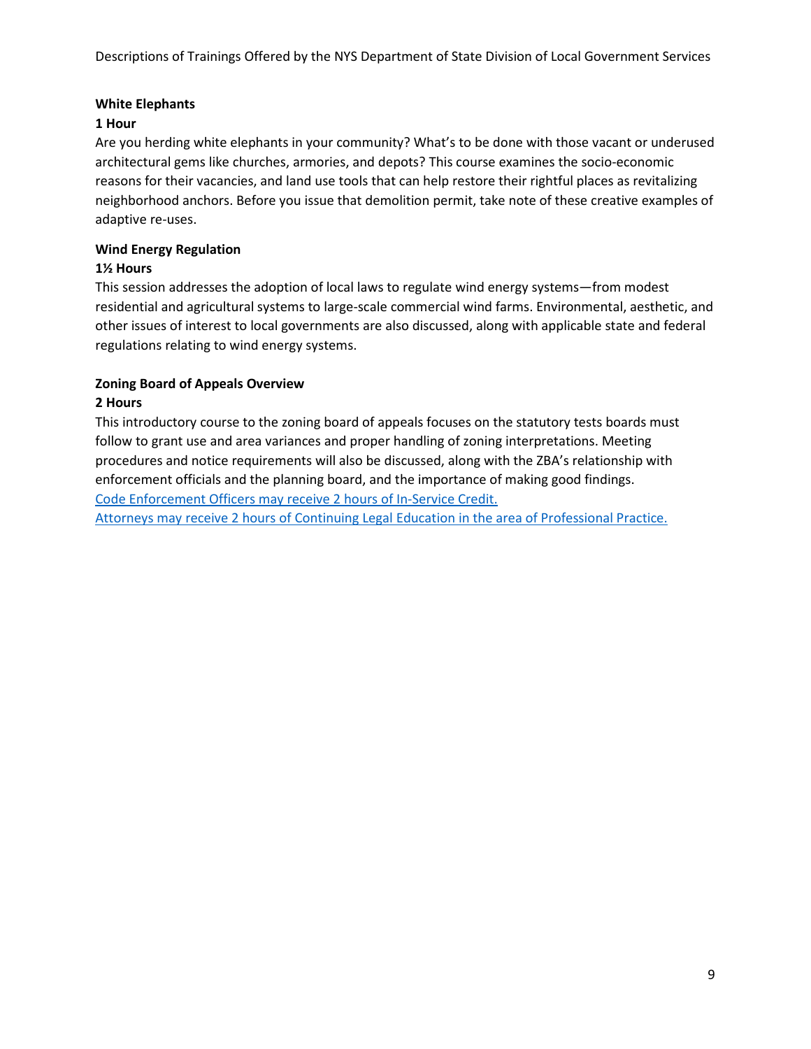**White Elephants**

**1 Hour**

Are you herding white elephants in your community? What's to be done with those vacant or underused architectural gems like churches, armories, and depots? This course examines the socio-economic reasons for their vacancies, and land use tools that can help restore their rightful places as revitalizing neighborhood anchors. Before you issue that demolition permit, take note of these creative examples of adaptive re-uses.

**Wind Energy Regulation**

**1½ Hours**

This session addresses the adoption of local laws to regulate wind energy systems—from modest residential and agricultural systems to large-scale commercial wind farms. Environmental, aesthetic, and other issues of interest to local governments are also discussed, along with applicable state and federal regulations relating to wind energy systems.

**Zoning Board of Appeals Overview**

**2 Hours**

This introductory course to the zoning board of appeals focuses on the statutory tests boards must follow to grant use and area variances and proper handling of zoning interpretations. Meeting procedures and notice requirements will also be discussed, along with the ZBA's relationship with enforcement officials and the planning board, and the importance of making good findings.

Code Enforcement Officers may receive 2 hours of In-Service Credit.

Attorneys may receive 2 hours of Continuing Legal Education in the area of Professional Practice.